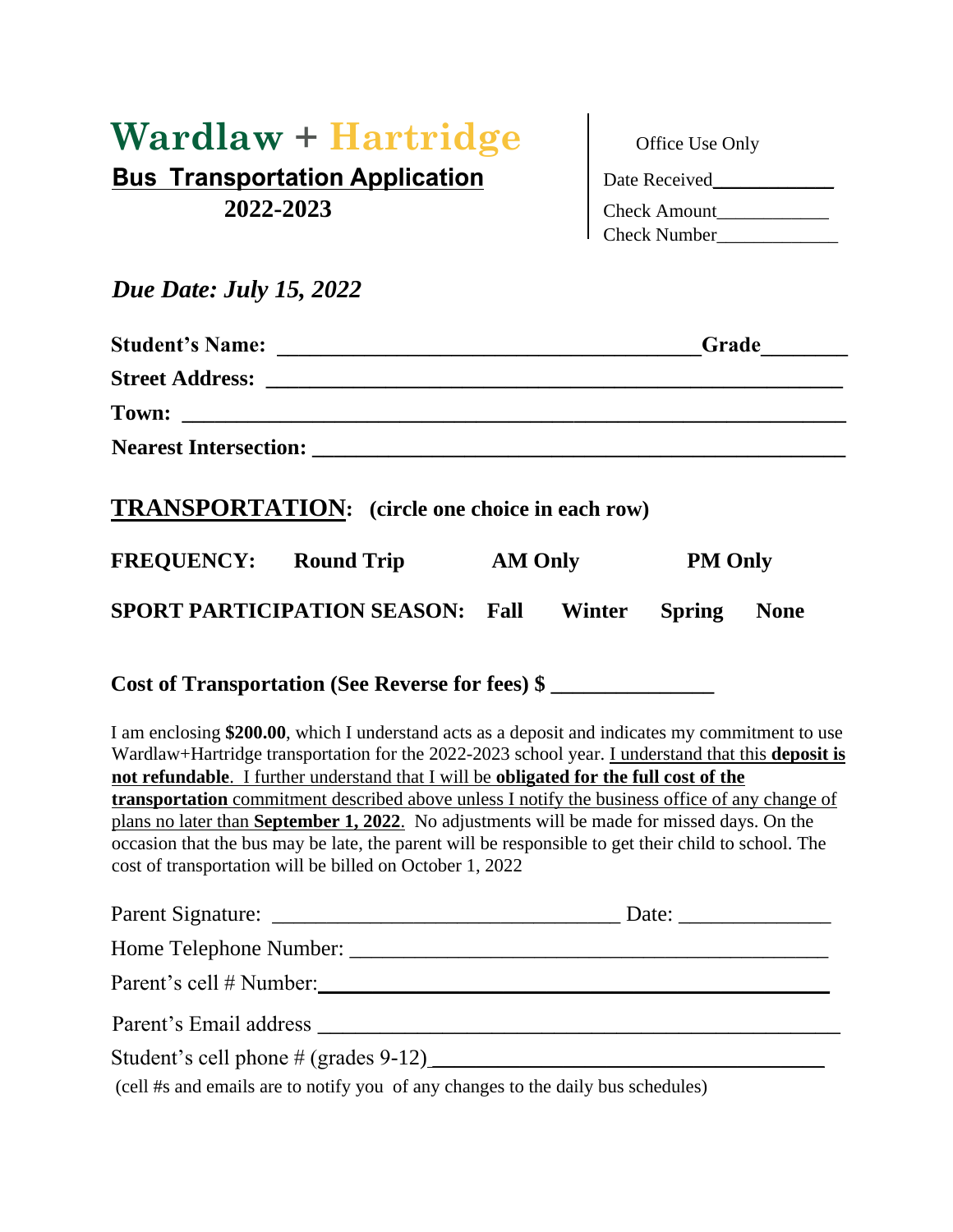# Wardlaw + Hartridge

## Bus Transportation Application

**2022-2023**

Office Use Only

Date Received\_\_\_\_\_\_\_\_\_\_\_\_

Check Amount\_\_\_\_\_\_\_\_\_\_\_\_

Check Number\_\_\_\_\_\_\_\_\_\_\_\_\_

***Due Date: July 15, 2022***

**Student's Name:** \_\_\_\_\_\_\_\_\_\_\_\_\_\_\_\_\_\_\_\_\_\_\_\_\_\_\_\_\_\_\_\_\_\_\_\_\_\_\_\_ **Grade**\_\_\_\_\_\_\_\_

**Street Address:** \_\_\_\_\_\_\_\_\_\_\_\_\_\_\_\_\_\_\_\_\_\_\_\_\_\_\_\_\_\_\_\_\_\_\_\_\_\_\_\_\_\_\_\_\_\_\_\_\_\_\_\_

**Town:** \_\_\_\_\_\_\_\_\_\_\_\_\_\_\_\_\_\_\_\_\_\_\_\_\_\_\_\_\_\_\_\_\_\_\_\_\_\_\_\_\_\_\_\_\_\_\_\_\_\_\_\_\_\_\_\_\_\_\_\_\_

**Nearest Intersection:** \_\_\_\_\_\_\_\_\_\_\_\_\_\_\_\_\_\_\_\_\_\_\_\_\_\_\_\_\_\_\_\_\_\_\_\_\_\_\_\_\_\_\_\_\_\_\_\_\_

## TRANSPORTATION: (circle one choice in each row)

**FREQUENCY:** **Round Trip** **AM Only** **PM Only**

**SPORT PARTICIPATION SEASON:** **Fall** **Winter** **Spring** **None**

**Cost of Transportation (See Reverse for fees) $** \_\_\_\_\_\_\_\_\_\_\_\_\_\_\_

I am enclosing **$200.00**, which I understand acts as a deposit and indicates my commitment to use Wardlaw+Hartridge transportation for the 2022-2023 school year. I understand that this **deposit is not refundable**. I further understand that I will be **obligated for the full cost of the transportation** commitment described above unless I notify the business office of any change of plans no later than **September 1, 2022**. No adjustments will be made for missed days. On the occasion that the bus may be late, the parent will be responsible to get their child to school. The cost of transportation will be billed on October 1, 2022

Parent Signature: \_\_\_\_\_\_\_\_\_\_\_\_\_\_\_\_\_\_\_\_\_\_\_\_\_\_\_\_\_\_\_\_\_ Date: \_\_\_\_\_\_\_\_\_\_\_\_\_\_

Home Telephone Number: \_\_\_\_\_\_\_\_\_\_\_\_\_\_\_\_\_\_\_\_\_\_\_\_\_\_\_\_\_\_\_\_\_\_\_\_\_\_\_\_\_\_\_\_\_

Parent's cell # Number:\_\_\_\_\_\_\_\_\_\_\_\_\_\_\_\_\_\_\_\_\_\_\_\_\_\_\_\_\_\_\_\_\_\_\_\_\_\_\_\_\_\_\_\_\_\_\_

Parent's Email address \_\_\_\_\_\_\_\_\_\_\_\_\_\_\_\_\_\_\_\_\_\_\_\_\_\_\_\_\_\_\_\_\_\_\_\_\_\_\_\_\_\_\_\_\_\_\_

Student's cell phone # (grades 9-12)\_\_\_\_\_\_\_\_\_\_\_\_\_\_\_\_\_\_\_\_\_\_\_\_\_\_\_\_\_\_\_\_\_\_\_

(cell #s and emails are to notify you of any changes to the daily bus schedules)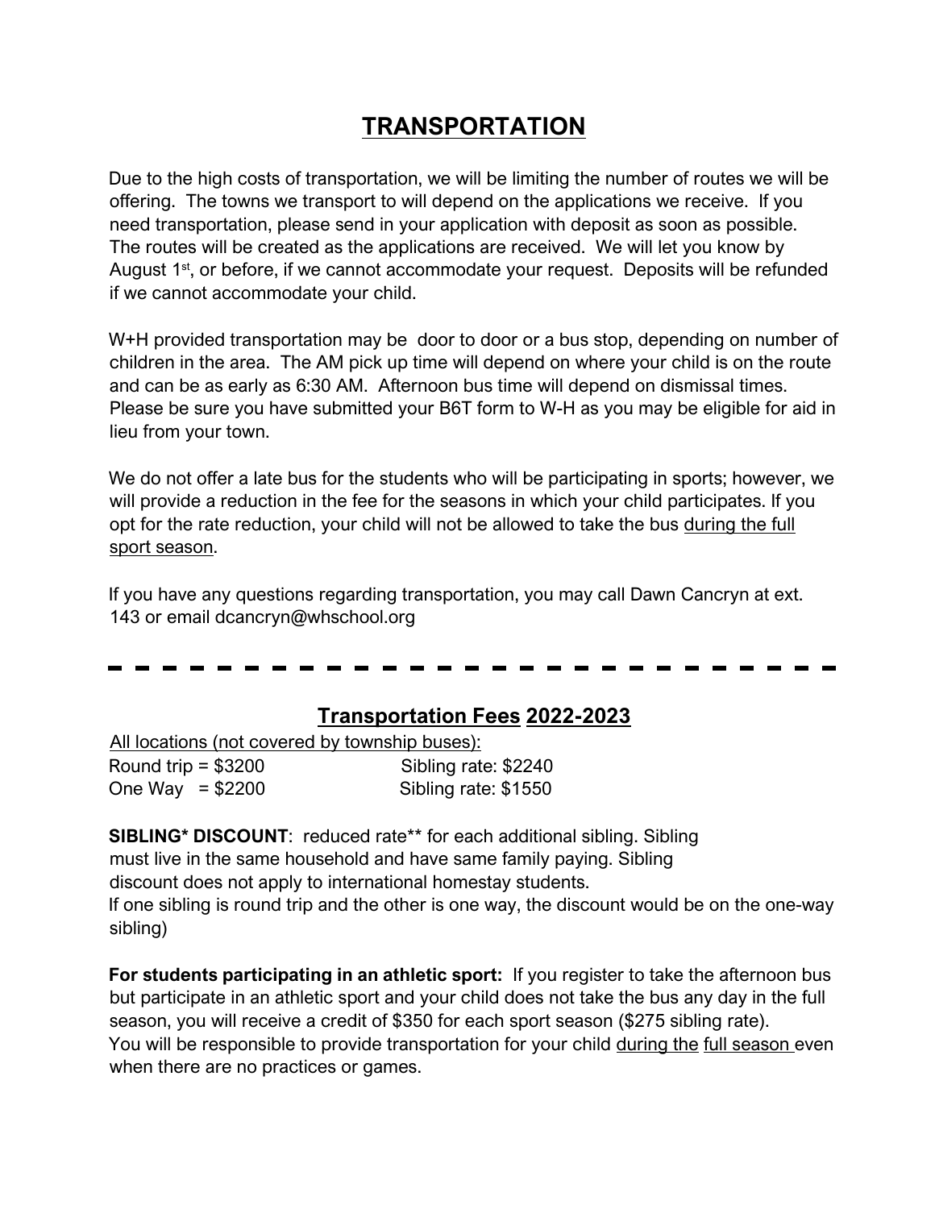# TRANSPORTATION

Due to the high costs of transportation, we will be limiting the number of routes we will be offering. The towns we transport to will depend on the applications we receive. If you need transportation, please send in your application with deposit as soon as possible. The routes will be created as the applications are received. We will let you know by August 1st, or before, if we cannot accommodate your request. Deposits will be refunded if we cannot accommodate your child.

W+H provided transportation may be door to door or a bus stop, depending on number of children in the area. The AM pick up time will depend on where your child is on the route and can be as early as 6:30 AM. Afternoon bus time will depend on dismissal times. Please be sure you have submitted your B6T form to W-H as you may be eligible for aid in lieu from your town.

We do not offer a late bus for the students who will be participating in sports; however, we will provide a reduction in the fee for the seasons in which your child participates. If you opt for the rate reduction, your child will not be allowed to take the bus <u>during the full sport season</u>.

If you have any questions regarding transportation, you may call Dawn Cancryn at ext. 143 or email dcancryn@whschool.org

---

## Transportation Fees 2022-2023

<u>All locations (not covered by township buses):</u>

| | |
|---|---|
| Round trip = $3200 | Sibling rate: $2240 |
| One Way = $2200 | Sibling rate: $1550 |

**SIBLING* DISCOUNT**: reduced rate** for each additional sibling. Sibling must live in the same household and have same family paying. Sibling discount does not apply to international homestay students.
If one sibling is round trip and the other is one way, the discount would be on the one-way sibling)

**For students participating in an athletic sport:** If you register to take the afternoon bus but participate in an athletic sport and your child does not take the bus any day in the full season, you will receive a credit of $350 for each sport season ($275 sibling rate). You will be responsible to provide transportation for your child <u>during the full season</u> even when there are no practices or games.